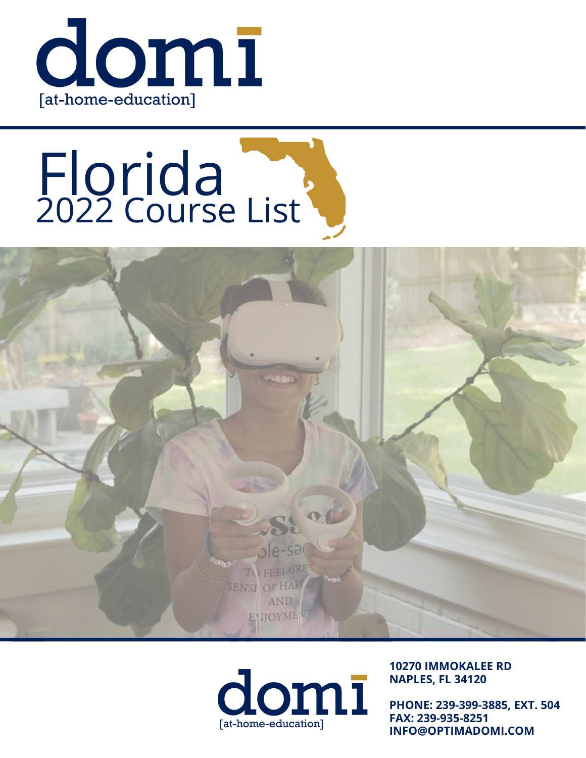# domi

[at-home-education]

# Florida

## 2022 Course List

domi

[at-home-education]

**10270 IMMOKALEE RD**
**NAPLES, FL 34120**

**PHONE: 239-399-3885, EXT. 504**
**FAX: 239-935-8251**
**INFO@OPTIMADOMI.COM**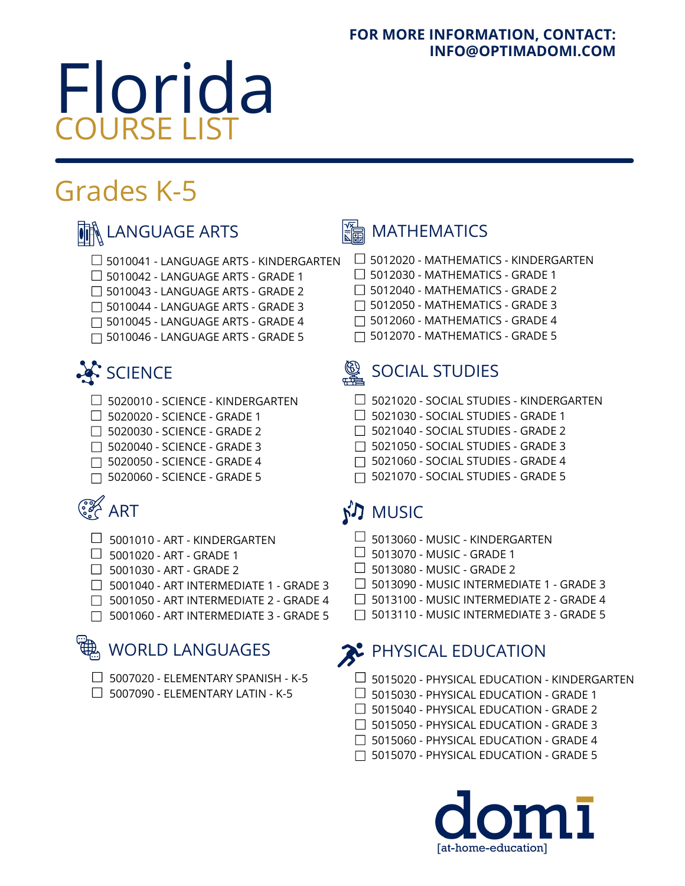FOR MORE INFORMATION, CONTACT:
INFO@OPTIMADOMI.COM

# Florida
## COURSE LIST

## Grades K-5

### LANGUAGE ARTS

- ☐ 5010041 - LANGUAGE ARTS - KINDERGARTEN
- ☐ 5010042 - LANGUAGE ARTS - GRADE 1
- ☐ 5010043 - LANGUAGE ARTS - GRADE 2
- ☐ 5010044 - LANGUAGE ARTS - GRADE 3
- ☐ 5010045 - LANGUAGE ARTS - GRADE 4
- ☐ 5010046 - LANGUAGE ARTS - GRADE 5

### MATHEMATICS

- ☐ 5012020 - MATHEMATICS - KINDERGARTEN
- ☐ 5012030 - MATHEMATICS - GRADE 1
- ☐ 5012040 - MATHEMATICS - GRADE 2
- ☐ 5012050 - MATHEMATICS - GRADE 3
- ☐ 5012060 - MATHEMATICS - GRADE 4
- ☐ 5012070 - MATHEMATICS - GRADE 5

### SCIENCE

- ☐ 5020010 - SCIENCE - KINDERGARTEN
- ☐ 5020020 - SCIENCE - GRADE 1
- ☐ 5020030 - SCIENCE - GRADE 2
- ☐ 5020040 - SCIENCE - GRADE 3
- ☐ 5020050 - SCIENCE - GRADE 4
- ☐ 5020060 - SCIENCE - GRADE 5

### SOCIAL STUDIES

- ☐ 5021020 - SOCIAL STUDIES - KINDERGARTEN
- ☐ 5021030 - SOCIAL STUDIES - GRADE 1
- ☐ 5021040 - SOCIAL STUDIES - GRADE 2
- ☐ 5021050 - SOCIAL STUDIES - GRADE 3
- ☐ 5021060 - SOCIAL STUDIES - GRADE 4
- ☐ 5021070 - SOCIAL STUDIES - GRADE 5

### ART

- ☐ 5001010 - ART - KINDERGARTEN
- ☐ 5001020 - ART - GRADE 1
- ☐ 5001030 - ART - GRADE 2
- ☐ 5001040 - ART INTERMEDIATE 1 - GRADE 3
- ☐ 5001050 - ART INTERMEDIATE 2 - GRADE 4
- ☐ 5001060 - ART INTERMEDIATE 3 - GRADE 5

### MUSIC

- ☐ 5013060 - MUSIC - KINDERGARTEN
- ☐ 5013070 - MUSIC - GRADE 1
- ☐ 5013080 - MUSIC - GRADE 2
- ☐ 5013090 - MUSIC INTERMEDIATE 1 - GRADE 3
- ☐ 5013100 - MUSIC INTERMEDIATE 2 - GRADE 4
- ☐ 5013110 - MUSIC INTERMEDIATE 3 - GRADE 5

### WORLD LANGUAGES

- ☐ 5007020 - ELEMENTARY SPANISH - K-5
- ☐ 5007090 - ELEMENTARY LATIN - K-5

### PHYSICAL EDUCATION

- ☐ 5015020 - PHYSICAL EDUCATION - KINDERGARTEN
- ☐ 5015030 - PHYSICAL EDUCATION - GRADE 1
- ☐ 5015040 - PHYSICAL EDUCATION - GRADE 2
- ☐ 5015050 - PHYSICAL EDUCATION - GRADE 3
- ☐ 5015060 - PHYSICAL EDUCATION - GRADE 4
- ☐ 5015070 - PHYSICAL EDUCATION - GRADE 5

domi
[at-home-education]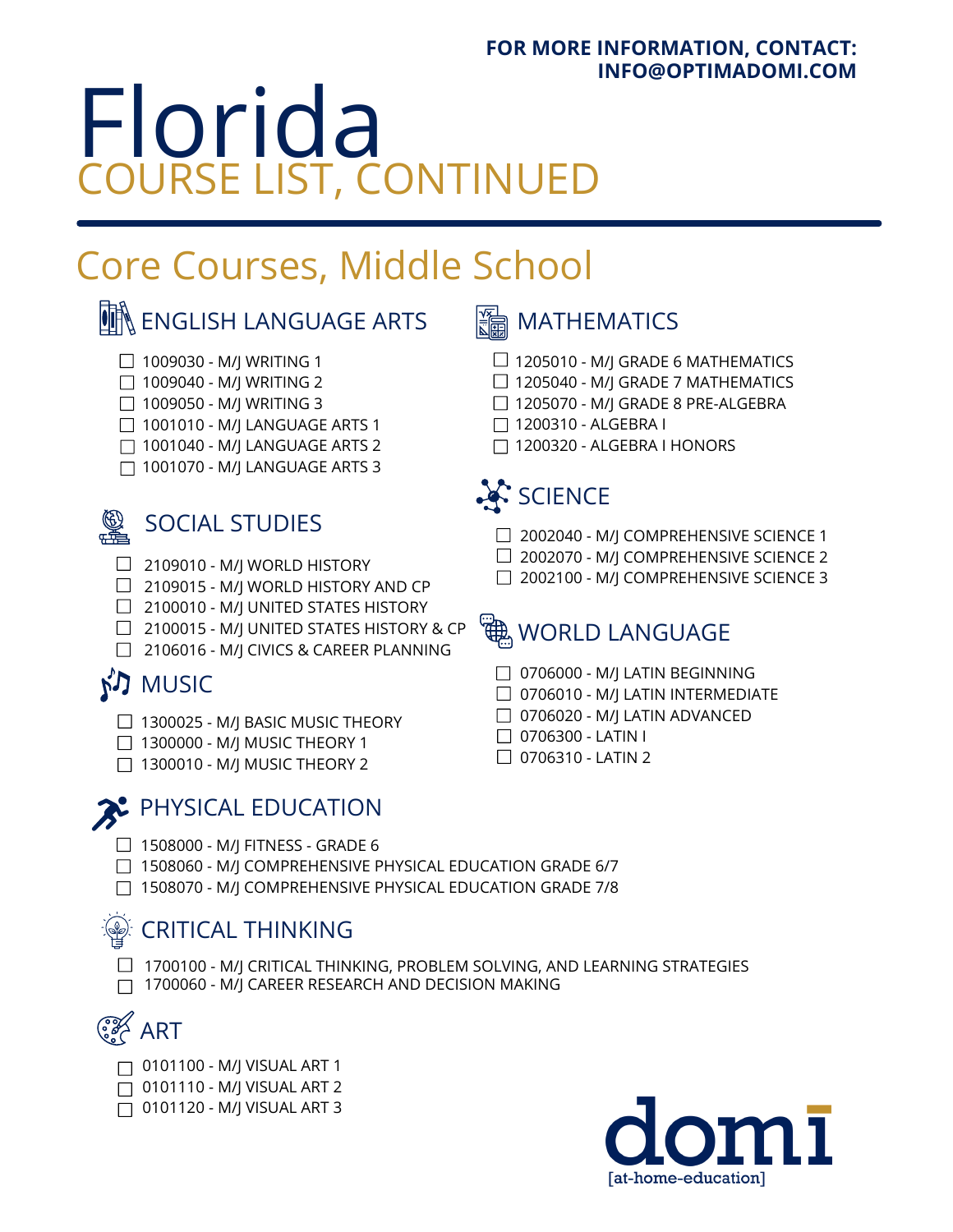FOR MORE INFORMATION, CONTACT:
INFO@OPTIMADOMI.COM

# Florida
## COURSE LIST, CONTINUED

## Core Courses, Middle School

### ENGLISH LANGUAGE ARTS

- ☐ 1009030 - M/J WRITING 1
- ☐ 1009040 - M/J WRITING 2
- ☐ 1009050 - M/J WRITING 3
- ☐ 1001010 - M/J LANGUAGE ARTS 1
- ☐ 1001040 - M/J LANGUAGE ARTS 2
- ☐ 1001070 - M/J LANGUAGE ARTS 3

### SOCIAL STUDIES

- ☐ 2109010 - M/J WORLD HISTORY
- ☐ 2109015 - M/J WORLD HISTORY AND CP
- ☐ 2100010 - M/J UNITED STATES HISTORY
- ☐ 2100015 - M/J UNITED STATES HISTORY & CP
- ☐ 2106016 - M/J CIVICS & CAREER PLANNING

### MUSIC

- ☐ 1300025 - M/J BASIC MUSIC THEORY
- ☐ 1300000 - M/J MUSIC THEORY 1
- ☐ 1300010 - M/J MUSIC THEORY 2

### MATHEMATICS

- ☐ 1205010 - M/J GRADE 6 MATHEMATICS
- ☐ 1205040 - M/J GRADE 7 MATHEMATICS
- ☐ 1205070 - M/J GRADE 8 PRE-ALGEBRA
- ☐ 1200310 - ALGEBRA I
- ☐ 1200320 - ALGEBRA I HONORS

### SCIENCE

- ☐ 2002040 - M/J COMPREHENSIVE SCIENCE 1
- ☐ 2002070 - M/J COMPREHENSIVE SCIENCE 2
- ☐ 2002100 - M/J COMPREHENSIVE SCIENCE 3

### WORLD LANGUAGE

- ☐ 0706000 - M/J LATIN BEGINNING
- ☐ 0706010 - M/J LATIN INTERMEDIATE
- ☐ 0706020 - M/J LATIN ADVANCED
- ☐ 0706300 - LATIN I
- ☐ 0706310 - LATIN 2

### PHYSICAL EDUCATION

- ☐ 1508000 - M/J FITNESS - GRADE 6
- ☐ 1508060 - M/J COMPREHENSIVE PHYSICAL EDUCATION GRADE 6/7
- ☐ 1508070 - M/J COMPREHENSIVE PHYSICAL EDUCATION GRADE 7/8

### CRITICAL THINKING

- ☐ 1700100 - M/J CRITICAL THINKING, PROBLEM SOLVING, AND LEARNING STRATEGIES
- ☐ 1700060 - M/J CAREER RESEARCH AND DECISION MAKING

### ART

- ☐ 0101100 - M/J VISUAL ART 1
- ☐ 0101110 - M/J VISUAL ART 2
- ☐ 0101120 - M/J VISUAL ART 3

domi
[at-home-education]